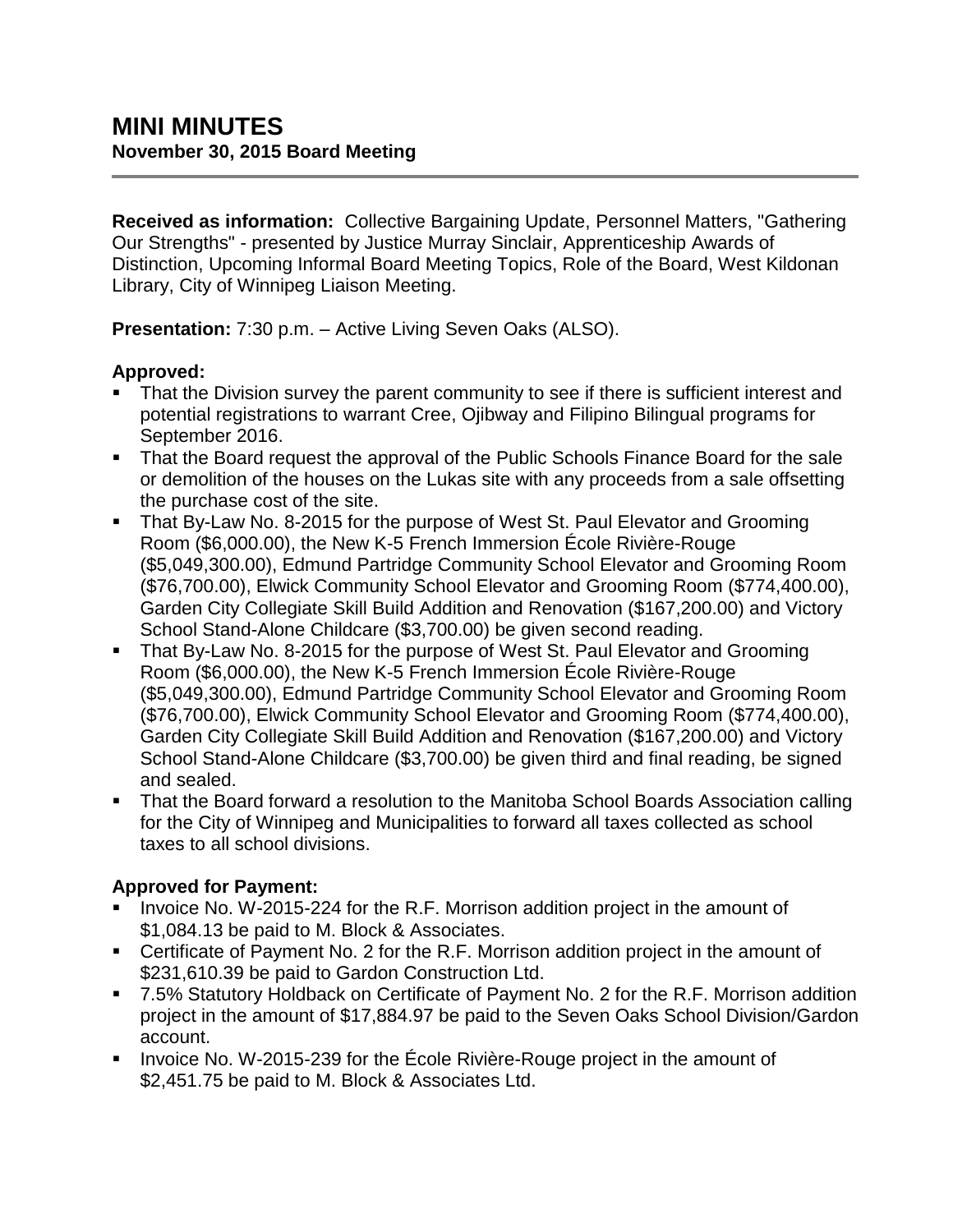# MINI MINUTES
## November 30, 2015 Board Meeting

**Received as information:** Collective Bargaining Update, Personnel Matters, "Gathering Our Strengths" - presented by Justice Murray Sinclair, Apprenticeship Awards of Distinction, Upcoming Informal Board Meeting Topics, Role of the Board, West Kildonan Library, City of Winnipeg Liaison Meeting.

**Presentation:** 7:30 p.m. – Active Living Seven Oaks (ALSO).

**Approved:**

- That the Division survey the parent community to see if there is sufficient interest and potential registrations to warrant Cree, Ojibway and Filipino Bilingual programs for September 2016.
- That the Board request the approval of the Public Schools Finance Board for the sale or demolition of the houses on the Lukas site with any proceeds from a sale offsetting the purchase cost of the site.
- That By-Law No. 8-2015 for the purpose of West St. Paul Elevator and Grooming Room ($6,000.00), the New K-5 French Immersion École Rivière-Rouge ($5,049,300.00), Edmund Partridge Community School Elevator and Grooming Room ($76,700.00), Elwick Community School Elevator and Grooming Room ($774,400.00), Garden City Collegiate Skill Build Addition and Renovation ($167,200.00) and Victory School Stand-Alone Childcare ($3,700.00) be given second reading.
- That By-Law No. 8-2015 for the purpose of West St. Paul Elevator and Grooming Room ($6,000.00), the New K-5 French Immersion École Rivière-Rouge ($5,049,300.00), Edmund Partridge Community School Elevator and Grooming Room ($76,700.00), Elwick Community School Elevator and Grooming Room ($774,400.00), Garden City Collegiate Skill Build Addition and Renovation ($167,200.00) and Victory School Stand-Alone Childcare ($3,700.00) be given third and final reading, be signed and sealed.
- That the Board forward a resolution to the Manitoba School Boards Association calling for the City of Winnipeg and Municipalities to forward all taxes collected as school taxes to all school divisions.

**Approved for Payment:**

- Invoice No. W-2015-224 for the R.F. Morrison addition project in the amount of $1,084.13 be paid to M. Block & Associates.
- Certificate of Payment No. 2 for the R.F. Morrison addition project in the amount of $231,610.39 be paid to Gardon Construction Ltd.
- 7.5% Statutory Holdback on Certificate of Payment No. 2 for the R.F. Morrison addition project in the amount of $17,884.97 be paid to the Seven Oaks School Division/Gardon account.
- Invoice No. W-2015-239 for the École Rivière-Rouge project in the amount of $2,451.75 be paid to M. Block & Associates Ltd.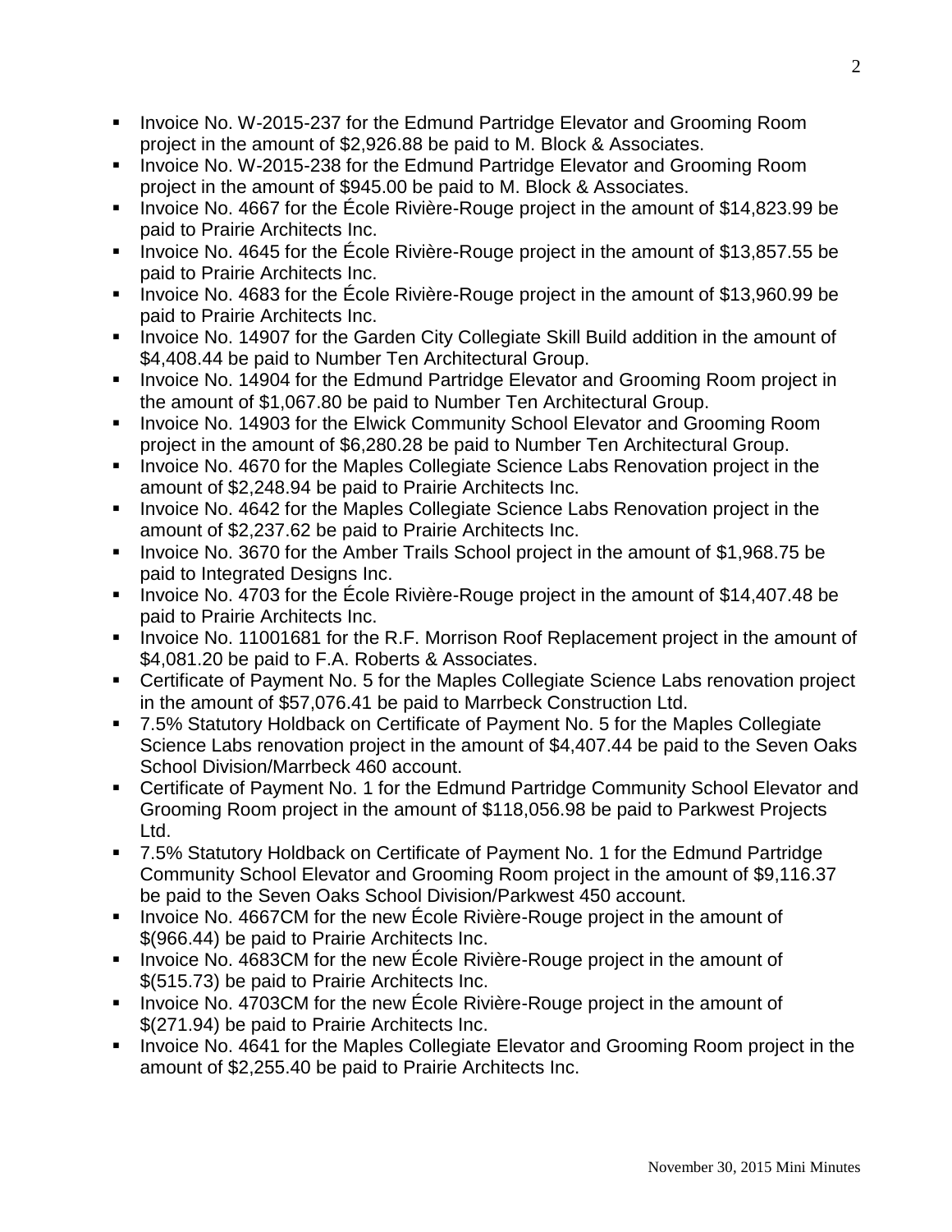- Invoice No. W-2015-237 for the Edmund Partridge Elevator and Grooming Room project in the amount of $2,926.88 be paid to M. Block & Associates.
- Invoice No. W-2015-238 for the Edmund Partridge Elevator and Grooming Room project in the amount of $945.00 be paid to M. Block & Associates.
- Invoice No. 4667 for the École Rivière-Rouge project in the amount of $14,823.99 be paid to Prairie Architects Inc.
- Invoice No. 4645 for the École Rivière-Rouge project in the amount of $13,857.55 be paid to Prairie Architects Inc.
- Invoice No. 4683 for the École Rivière-Rouge project in the amount of $13,960.99 be paid to Prairie Architects Inc.
- Invoice No. 14907 for the Garden City Collegiate Skill Build addition in the amount of $4,408.44 be paid to Number Ten Architectural Group.
- Invoice No. 14904 for the Edmund Partridge Elevator and Grooming Room project in the amount of $1,067.80 be paid to Number Ten Architectural Group.
- Invoice No. 14903 for the Elwick Community School Elevator and Grooming Room project in the amount of $6,280.28 be paid to Number Ten Architectural Group.
- Invoice No. 4670 for the Maples Collegiate Science Labs Renovation project in the amount of $2,248.94 be paid to Prairie Architects Inc.
- Invoice No. 4642 for the Maples Collegiate Science Labs Renovation project in the amount of $2,237.62 be paid to Prairie Architects Inc.
- Invoice No. 3670 for the Amber Trails School project in the amount of $1,968.75 be paid to Integrated Designs Inc.
- Invoice No. 4703 for the École Rivière-Rouge project in the amount of $14,407.48 be paid to Prairie Architects Inc.
- Invoice No. 11001681 for the R.F. Morrison Roof Replacement project in the amount of $4,081.20 be paid to F.A. Roberts & Associates.
- Certificate of Payment No. 5 for the Maples Collegiate Science Labs renovation project in the amount of $57,076.41 be paid to Marrbeck Construction Ltd.
- 7.5% Statutory Holdback on Certificate of Payment No. 5 for the Maples Collegiate Science Labs renovation project in the amount of $4,407.44 be paid to the Seven Oaks School Division/Marrbeck 460 account.
- Certificate of Payment No. 1 for the Edmund Partridge Community School Elevator and Grooming Room project in the amount of $118,056.98 be paid to Parkwest Projects Ltd.
- 7.5% Statutory Holdback on Certificate of Payment No. 1 for the Edmund Partridge Community School Elevator and Grooming Room project in the amount of $9,116.37 be paid to the Seven Oaks School Division/Parkwest 450 account.
- Invoice No. 4667CM for the new École Rivière-Rouge project in the amount of $(966.44) be paid to Prairie Architects Inc.
- Invoice No. 4683CM for the new École Rivière-Rouge project in the amount of $(515.73) be paid to Prairie Architects Inc.
- Invoice No. 4703CM for the new École Rivière-Rouge project in the amount of $(271.94) be paid to Prairie Architects Inc.
- Invoice No. 4641 for the Maples Collegiate Elevator and Grooming Room project in the amount of $2,255.40 be paid to Prairie Architects Inc.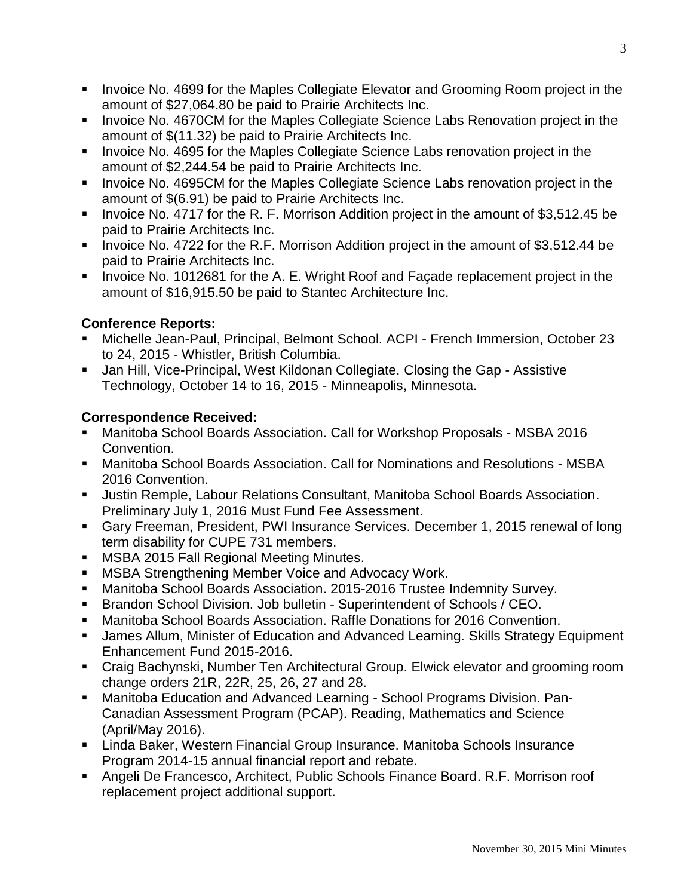- Invoice No. 4699 for the Maples Collegiate Elevator and Grooming Room project in the amount of $27,064.80 be paid to Prairie Architects Inc.
- Invoice No. 4670CM for the Maples Collegiate Science Labs Renovation project in the amount of $(11.32) be paid to Prairie Architects Inc.
- Invoice No. 4695 for the Maples Collegiate Science Labs renovation project in the amount of $2,244.54 be paid to Prairie Architects Inc.
- Invoice No. 4695CM for the Maples Collegiate Science Labs renovation project in the amount of $(6.91) be paid to Prairie Architects Inc.
- Invoice No. 4717 for the R. F. Morrison Addition project in the amount of $3,512.45 be paid to Prairie Architects Inc.
- Invoice No. 4722 for the R.F. Morrison Addition project in the amount of $3,512.44 be paid to Prairie Architects Inc.
- Invoice No. 1012681 for the A. E. Wright Roof and Façade replacement project in the amount of $16,915.50 be paid to Stantec Architecture Inc.

**Conference Reports:**

- Michelle Jean-Paul, Principal, Belmont School. ACPI - French Immersion, October 23 to 24, 2015 - Whistler, British Columbia.
- Jan Hill, Vice-Principal, West Kildonan Collegiate. Closing the Gap - Assistive Technology, October 14 to 16, 2015 - Minneapolis, Minnesota.

**Correspondence Received:**

- Manitoba School Boards Association. Call for Workshop Proposals - MSBA 2016 Convention.
- Manitoba School Boards Association. Call for Nominations and Resolutions - MSBA 2016 Convention.
- Justin Remple, Labour Relations Consultant, Manitoba School Boards Association. Preliminary July 1, 2016 Must Fund Fee Assessment.
- Gary Freeman, President, PWI Insurance Services. December 1, 2015 renewal of long term disability for CUPE 731 members.
- MSBA 2015 Fall Regional Meeting Minutes.
- MSBA Strengthening Member Voice and Advocacy Work.
- Manitoba School Boards Association. 2015-2016 Trustee Indemnity Survey.
- Brandon School Division. Job bulletin - Superintendent of Schools / CEO.
- Manitoba School Boards Association. Raffle Donations for 2016 Convention.
- James Allum, Minister of Education and Advanced Learning. Skills Strategy Equipment Enhancement Fund 2015-2016.
- Craig Bachynski, Number Ten Architectural Group. Elwick elevator and grooming room change orders 21R, 22R, 25, 26, 27 and 28.
- Manitoba Education and Advanced Learning - School Programs Division. Pan-Canadian Assessment Program (PCAP). Reading, Mathematics and Science (April/May 2016).
- Linda Baker, Western Financial Group Insurance. Manitoba Schools Insurance Program 2014-15 annual financial report and rebate.
- Angeli De Francesco, Architect, Public Schools Finance Board. R.F. Morrison roof replacement project additional support.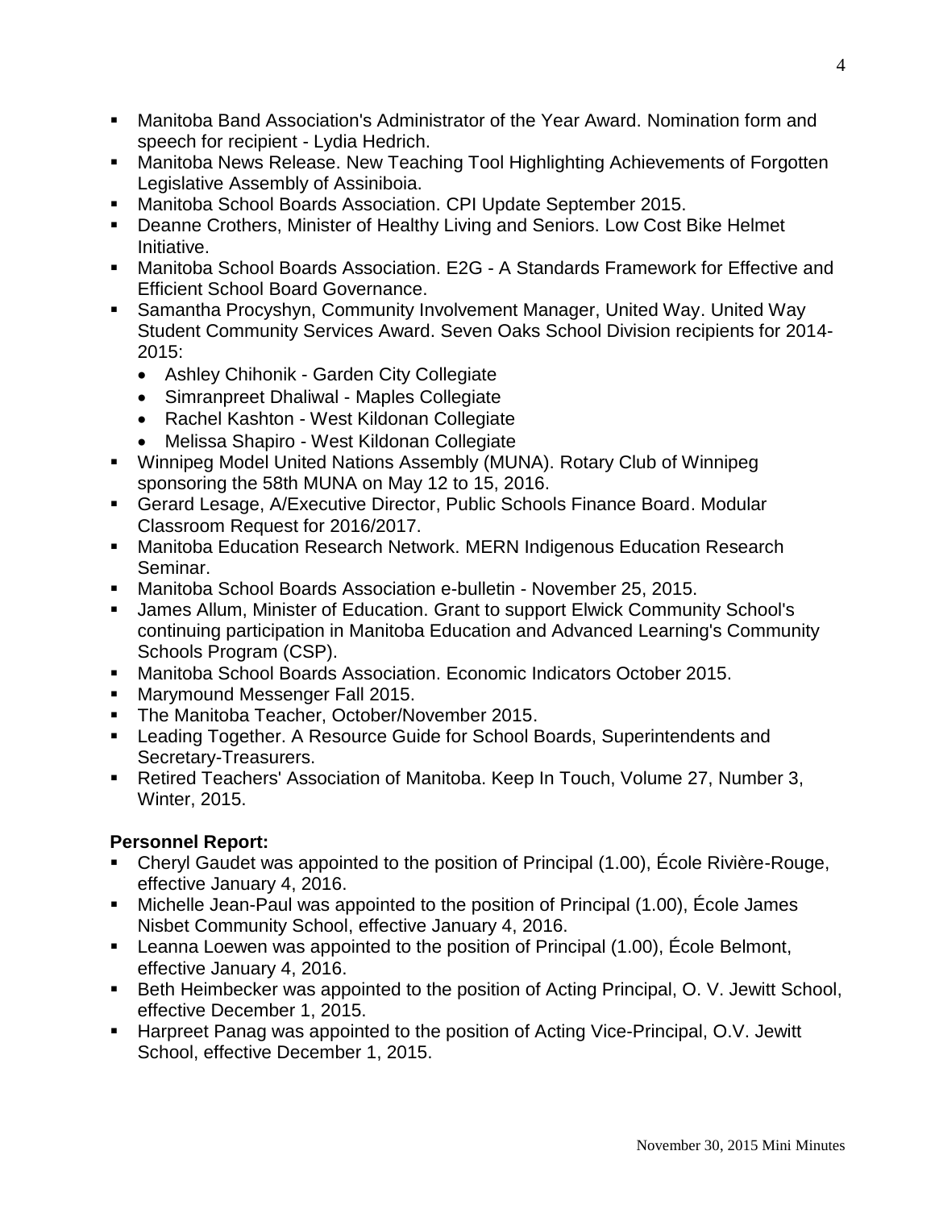- Manitoba Band Association's Administrator of the Year Award. Nomination form and speech for recipient - Lydia Hedrich.
- Manitoba News Release. New Teaching Tool Highlighting Achievements of Forgotten Legislative Assembly of Assiniboia.
- Manitoba School Boards Association. CPI Update September 2015.
- Deanne Crothers, Minister of Healthy Living and Seniors. Low Cost Bike Helmet Initiative.
- Manitoba School Boards Association. E2G - A Standards Framework for Effective and Efficient School Board Governance.
- Samantha Procyshyn, Community Involvement Manager, United Way. United Way Student Community Services Award. Seven Oaks School Division recipients for 2014-2015:
  - Ashley Chihonik - Garden City Collegiate
  - Simranpreet Dhaliwal - Maples Collegiate
  - Rachel Kashton - West Kildonan Collegiate
  - Melissa Shapiro - West Kildonan Collegiate
- Winnipeg Model United Nations Assembly (MUNA). Rotary Club of Winnipeg sponsoring the 58th MUNA on May 12 to 15, 2016.
- Gerard Lesage, A/Executive Director, Public Schools Finance Board. Modular Classroom Request for 2016/2017.
- Manitoba Education Research Network. MERN Indigenous Education Research Seminar.
- Manitoba School Boards Association e-bulletin - November 25, 2015.
- James Allum, Minister of Education. Grant to support Elwick Community School's continuing participation in Manitoba Education and Advanced Learning's Community Schools Program (CSP).
- Manitoba School Boards Association. Economic Indicators October 2015.
- Marymound Messenger Fall 2015.
- The Manitoba Teacher, October/November 2015.
- Leading Together. A Resource Guide for School Boards, Superintendents and Secretary-Treasurers.
- Retired Teachers' Association of Manitoba. Keep In Touch, Volume 27, Number 3, Winter, 2015.

**Personnel Report:**

- Cheryl Gaudet was appointed to the position of Principal (1.00), École Rivière-Rouge, effective January 4, 2016.
- Michelle Jean-Paul was appointed to the position of Principal (1.00), École James Nisbet Community School, effective January 4, 2016.
- Leanna Loewen was appointed to the position of Principal (1.00), École Belmont, effective January 4, 2016.
- Beth Heimbecker was appointed to the position of Acting Principal, O. V. Jewitt School, effective December 1, 2015.
- Harpreet Panag was appointed to the position of Acting Vice-Principal, O.V. Jewitt School, effective December 1, 2015.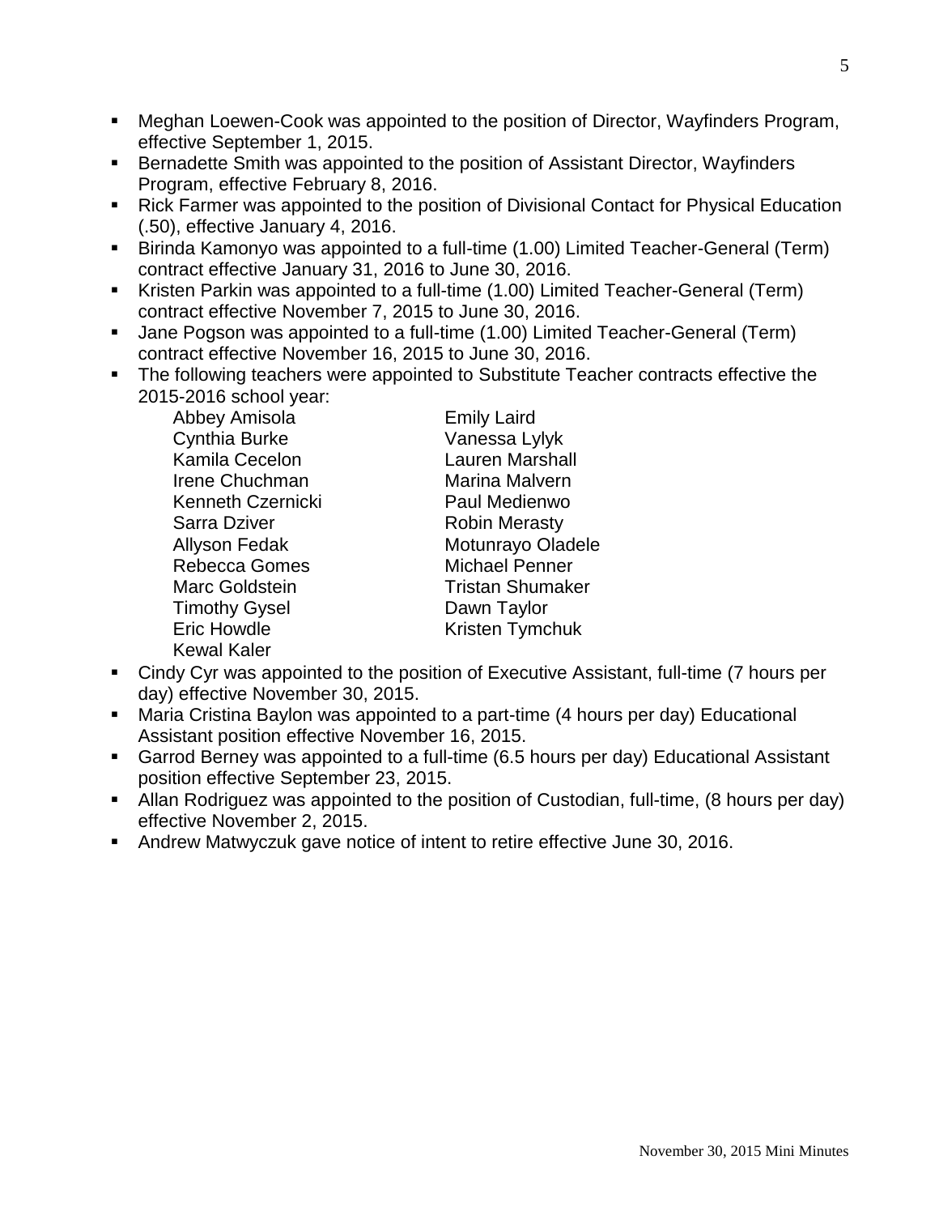- Meghan Loewen-Cook was appointed to the position of Director, Wayfinders Program, effective September 1, 2015.
- Bernadette Smith was appointed to the position of Assistant Director, Wayfinders Program, effective February 8, 2016.
- Rick Farmer was appointed to the position of Divisional Contact for Physical Education (.50), effective January 4, 2016.
- Birinda Kamonyo was appointed to a full-time (1.00) Limited Teacher-General (Term) contract effective January 31, 2016 to June 30, 2016.
- Kristen Parkin was appointed to a full-time (1.00) Limited Teacher-General (Term) contract effective November 7, 2015 to June 30, 2016.
- Jane Pogson was appointed to a full-time (1.00) Limited Teacher-General (Term) contract effective November 16, 2015 to June 30, 2016.
- The following teachers were appointed to Substitute Teacher contracts effective the 2015-2016 school year:

  Abbey Amisola
  Cynthia Burke
  Kamila Cecelon
  Irene Chuchman
  Kenneth Czernicki
  Sarra Dziver
  Allyson Fedak
  Rebecca Gomes
  Marc Goldstein
  Timothy Gysel
  Eric Howdle
  Kewal Kaler
  Emily Laird
  Vanessa Lylyk
  Lauren Marshall
  Marina Malvern
  Paul Medienwo
  Robin Merasty
  Motunrayo Oladele
  Michael Penner
  Tristan Shumaker
  Dawn Taylor
  Kristen Tymchuk

- Cindy Cyr was appointed to the position of Executive Assistant, full-time (7 hours per day) effective November 30, 2015.
- Maria Cristina Baylon was appointed to a part-time (4 hours per day) Educational Assistant position effective November 16, 2015.
- Garrod Berney was appointed to a full-time (6.5 hours per day) Educational Assistant position effective September 23, 2015.
- Allan Rodriguez was appointed to the position of Custodian, full-time, (8 hours per day) effective November 2, 2015.
- Andrew Matwyczuk gave notice of intent to retire effective June 30, 2016.